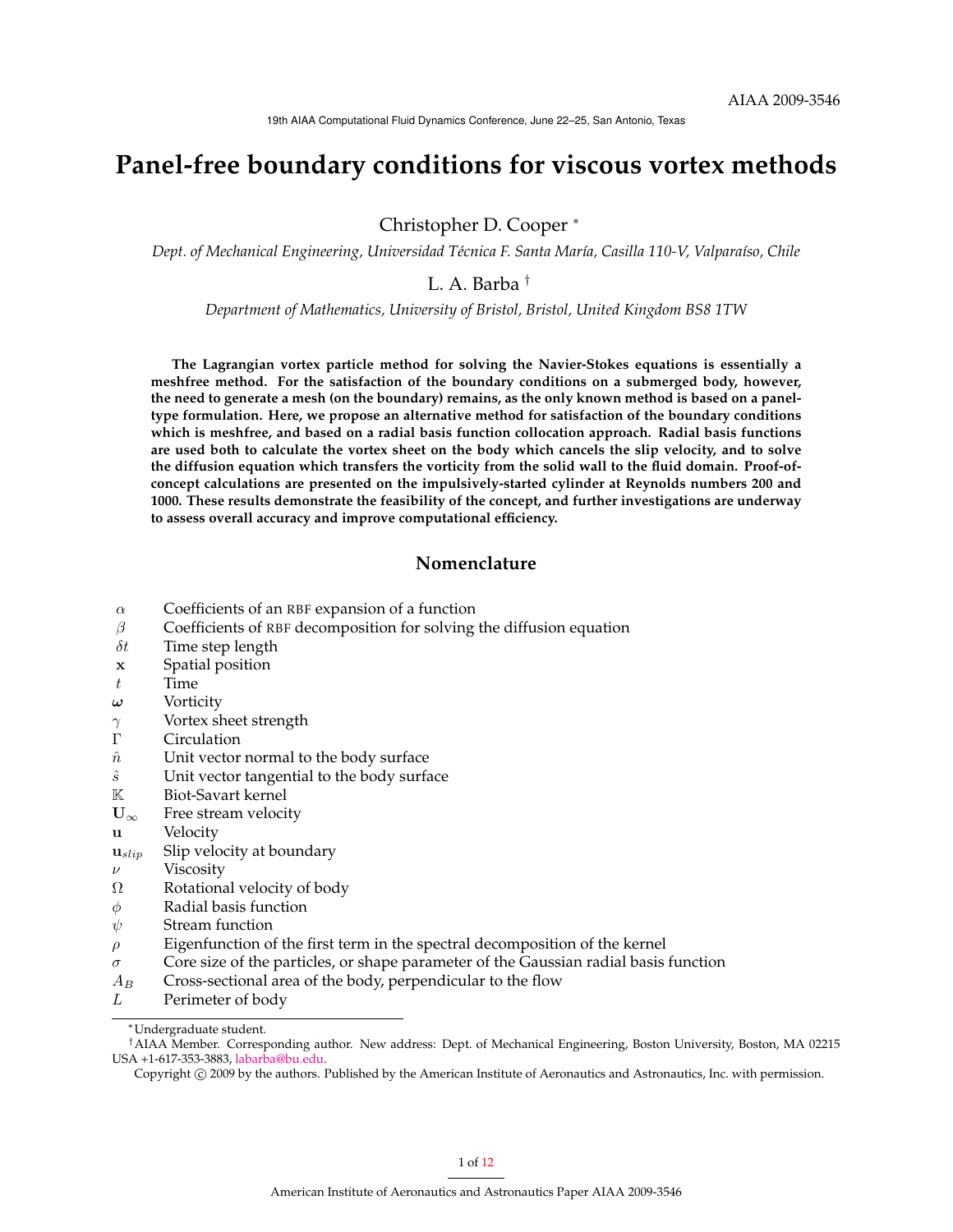AIAA 2009-3546

19th AIAA Computational Fluid Dynamics Conference, June 22–25, San Antonio, Texas

# Panel-free boundary conditions for viscous vortex methods

Christopher D. Cooper [*]

*Dept. of Mechanical Engineering, Universidad Técnica F. Santa María, Casilla 110-V, Valparaíso, Chile*

L. A. Barba [†]

*Department of Mathematics, University of Bristol, Bristol, United Kingdom BS8 1TW*

**The Lagrangian vortex particle method for solving the Navier-Stokes equations is essentially a meshfree method. For the satisfaction of the boundary conditions on a submerged body, however, the need to generate a mesh (on the boundary) remains, as the only known method is based on a panel-type formulation. Here, we propose an alternative method for satisfaction of the boundary conditions which is meshfree, and based on a radial basis function collocation approach. Radial basis functions are used both to calculate the vortex sheet on the body which cancels the slip velocity, and to solve the diffusion equation which transfers the vorticity from the solid wall to the fluid domain. Proof-of-concept calculations are presented on the impulsively-started cylinder at Reynolds numbers 200 and 1000. These results demonstrate the feasibility of the concept, and further investigations are underway to assess overall accuracy and improve computational efficiency.**

## Nomenclature

| | |
|---|---|
| $\alpha$ | Coefficients of an RBF expansion of a function |
| $\beta$ | Coefficients of RBF decomposition for solving the diffusion equation |
| $\delta t$ | Time step length |
| $\mathbf{x}$ | Spatial position |
| $t$ | Time |
| $\boldsymbol{\omega}$ | Vorticity |
| $\gamma$ | Vortex sheet strength |
| $\Gamma$ | Circulation |
| $\hat{n}$ | Unit vector normal to the body surface |
| $\hat{s}$ | Unit vector tangential to the body surface |
| $\mathbb{K}$ | Biot-Savart kernel |
| $\mathbf{U}_\infty$ | Free stream velocity |
| $\mathbf{u}$ | Velocity |
| $\mathbf{u}_{slip}$ | Slip velocity at boundary |
| $\nu$ | Viscosity |
| $\Omega$ | Rotational velocity of body |
| $\phi$ | Radial basis function |
| $\psi$ | Stream function |
| $\rho$ | Eigenfunction of the first term in the spectral decomposition of the kernel |
| $\sigma$ | Core size of the particles, or shape parameter of the Gaussian radial basis function |
| $A_B$ | Cross-sectional area of the body, perpendicular to the flow |
| $L$ | Perimeter of body |

[*] Undergraduate student.

[†] AIAA Member. Corresponding author. New address: Dept. of Mechanical Engineering, Boston University, Boston, MA 02215 USA +1-617-353-3883, labarba@bu.edu.

Copyright © 2009 by the authors. Published by the American Institute of Aeronautics and Astronautics, Inc. with permission.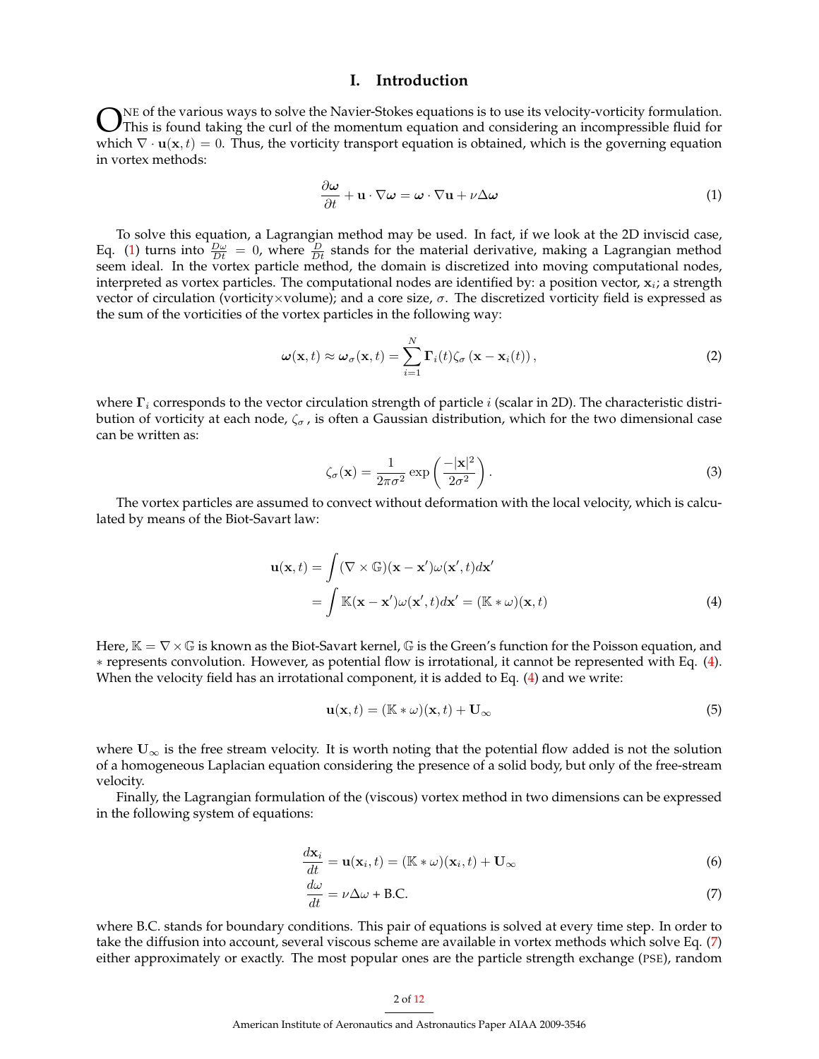# I. Introduction

One of the various ways to solve the Navier-Stokes equations is to use its velocity-vorticity formulation. This is found taking the curl of the momentum equation and considering an incompressible fluid for which $\nabla \cdot \mathbf{u}(\mathbf{x}, t) = 0$. Thus, the vorticity transport equation is obtained, which is the governing equation in vortex methods:

$$\frac{\partial \boldsymbol{\omega}}{\partial t} + \mathbf{u} \cdot \nabla \boldsymbol{\omega} = \boldsymbol{\omega} \cdot \nabla \mathbf{u} + \nu \Delta \boldsymbol{\omega} \tag{1}$$

To solve this equation, a Lagrangian method may be used. In fact, if we look at the 2D inviscid case, Eq. (1) turns into $\frac{D\omega}{Dt} = 0$, where $\frac{D}{Dt}$ stands for the material derivative, making a Lagrangian method seem ideal. In the vortex particle method, the domain is discretized into moving computational nodes, interpreted as vortex particles. The computational nodes are identified by: a position vector, $\mathbf{x}_i$; a strength vector of circulation (vorticity×volume); and a core size, $\sigma$. The discretized vorticity field is expressed as the sum of the vorticities of the vortex particles in the following way:

$$\boldsymbol{\omega}(\mathbf{x}, t) \approx \boldsymbol{\omega}_\sigma(\mathbf{x}, t) = \sum_{i=1}^{N} \boldsymbol{\Gamma}_i(t) \zeta_\sigma \left(\mathbf{x} - \mathbf{x}_i(t)\right), \tag{2}$$

where $\boldsymbol{\Gamma}_i$ corresponds to the vector circulation strength of particle $i$ (scalar in 2D). The characteristic distribution of vorticity at each node, $\zeta_\sigma$, is often a Gaussian distribution, which for the two dimensional case can be written as:

$$\zeta_\sigma(\mathbf{x}) = \frac{1}{2\pi\sigma^2} \exp\left(\frac{-|\mathbf{x}|^2}{2\sigma^2}\right). \tag{3}$$

The vortex particles are assumed to convect without deformation with the local velocity, which is calculated by means of the Biot-Savart law:

$$\begin{aligned} \mathbf{u}(\mathbf{x}, t) &= \int (\nabla \times \mathbb{G})(\mathbf{x} - \mathbf{x}') \omega(\mathbf{x}', t) d\mathbf{x}' \\ &= \int \mathbb{K}(\mathbf{x} - \mathbf{x}') \omega(\mathbf{x}', t) d\mathbf{x}' = (\mathbb{K} * \omega)(\mathbf{x}, t) \end{aligned} \tag{4}$$

Here, $\mathbb{K} = \nabla \times \mathbb{G}$ is known as the Biot-Savart kernel, $\mathbb{G}$ is the Green's function for the Poisson equation, and $*$ represents convolution. However, as potential flow is irrotational, it cannot be represented with Eq. (4). When the velocity field has an irrotational component, it is added to Eq. (4) and we write:

$$\mathbf{u}(\mathbf{x}, t) = (\mathbb{K} * \omega)(\mathbf{x}, t) + \mathbf{U}_\infty \tag{5}$$

where $\mathbf{U}_\infty$ is the free stream velocity. It is worth noting that the potential flow added is not the solution of a homogeneous Laplacian equation considering the presence of a solid body, but only of the free-stream velocity.

Finally, the Lagrangian formulation of the (viscous) vortex method in two dimensions can be expressed in the following system of equations:

$$\frac{d\mathbf{x}_i}{dt} = \mathbf{u}(\mathbf{x}_i, t) = (\mathbb{K} * \omega)(\mathbf{x}_i, t) + \mathbf{U}_\infty \tag{6}$$

$$\frac{d\omega}{dt} = \nu \Delta \omega + \text{B.C.} \tag{7}$$

where B.C. stands for boundary conditions. This pair of equations is solved at every time step. In order to take the diffusion into account, several viscous scheme are available in vortex methods which solve Eq. (7) either approximately or exactly. The most popular ones are the particle strength exchange (PSE), random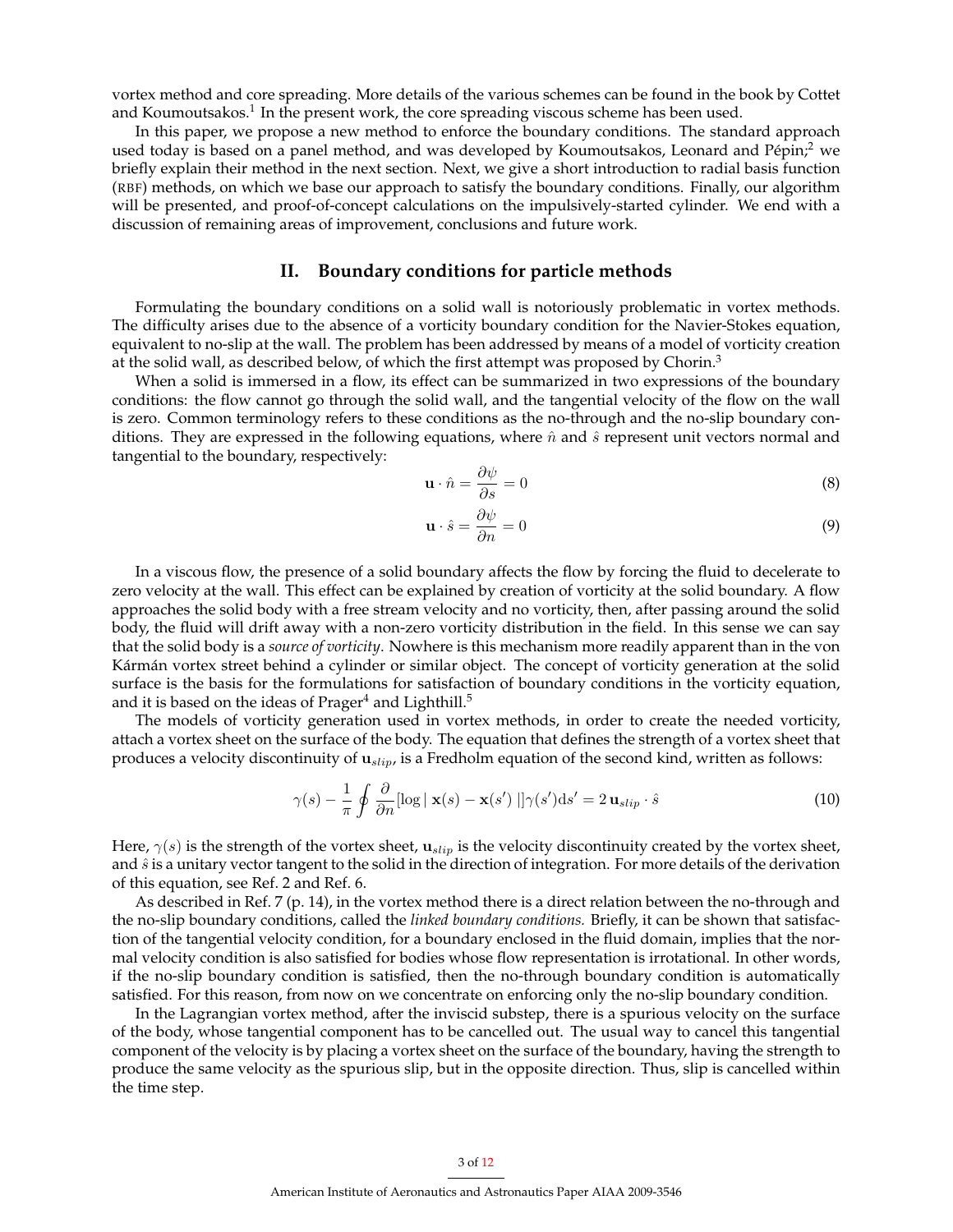vortex method and core spreading. More details of the various schemes can be found in the book by Cottet and Koumoutsakos.[1] In the present work, the core spreading viscous scheme has been used.

In this paper, we propose a new method to enforce the boundary conditions. The standard approach used today is based on a panel method, and was developed by Koumoutsakos, Leonard and Pépin;[2] we briefly explain their method in the next section. Next, we give a short introduction to radial basis function (RBF) methods, on which we base our approach to satisfy the boundary conditions. Finally, our algorithm will be presented, and proof-of-concept calculations on the impulsively-started cylinder. We end with a discussion of remaining areas of improvement, conclusions and future work.

## II. Boundary conditions for particle methods

Formulating the boundary conditions on a solid wall is notoriously problematic in vortex methods. The difficulty arises due to the absence of a vorticity boundary condition for the Navier-Stokes equation, equivalent to no-slip at the wall. The problem has been addressed by means of a model of vorticity creation at the solid wall, as described below, of which the first attempt was proposed by Chorin.[3]

When a solid is immersed in a flow, its effect can be summarized in two expressions of the boundary conditions: the flow cannot go through the solid wall, and the tangential velocity of the flow on the wall is zero. Common terminology refers to these conditions as the no-through and the no-slip boundary conditions. They are expressed in the following equations, where $\hat{n}$ and $\hat{s}$ represent unit vectors normal and tangential to the boundary, respectively:

$$\mathbf{u} \cdot \hat{n} = \frac{\partial \psi}{\partial s} = 0 \tag{8}$$

$$\mathbf{u} \cdot \hat{s} = \frac{\partial \psi}{\partial n} = 0 \tag{9}$$

In a viscous flow, the presence of a solid boundary affects the flow by forcing the fluid to decelerate to zero velocity at the wall. This effect can be explained by creation of vorticity at the solid boundary. A flow approaches the solid body with a free stream velocity and no vorticity, then, after passing around the solid body, the fluid will drift away with a non-zero vorticity distribution in the field. In this sense we can say that the solid body is a *source of vorticity*. Nowhere is this mechanism more readily apparent than in the von Kármán vortex street behind a cylinder or similar object. The concept of vorticity generation at the solid surface is the basis for the formulations for satisfaction of boundary conditions in the vorticity equation, and it is based on the ideas of Prager[4] and Lighthill.[5]

The models of vorticity generation used in vortex methods, in order to create the needed vorticity, attach a vortex sheet on the surface of the body. The equation that defines the strength of a vortex sheet that produces a velocity discontinuity of $\mathbf{u}_{slip}$, is a Fredholm equation of the second kind, written as follows:

$$\gamma(s) - \frac{1}{\pi} \oint \frac{\partial}{\partial n}[\log |\, \mathbf{x}(s) - \mathbf{x}(s')\,|]\gamma(s')\mathrm{d}s' = 2\,\mathbf{u}_{slip} \cdot \hat{s} \tag{10}$$

Here, $\gamma(s)$ is the strength of the vortex sheet, $\mathbf{u}_{slip}$ is the velocity discontinuity created by the vortex sheet, and $\hat{s}$ is a unitary vector tangent to the solid in the direction of integration. For more details of the derivation of this equation, see Ref. 2 and Ref. 6.

As described in Ref. 7 (p. 14), in the vortex method there is a direct relation between the no-through and the no-slip boundary conditions, called the *linked boundary conditions.* Briefly, it can be shown that satisfaction of the tangential velocity condition, for a boundary enclosed in the fluid domain, implies that the normal velocity condition is also satisfied for bodies whose flow representation is irrotational. In other words, if the no-slip boundary condition is satisfied, then the no-through boundary condition is automatically satisfied. For this reason, from now on we concentrate on enforcing only the no-slip boundary condition.

In the Lagrangian vortex method, after the inviscid substep, there is a spurious velocity on the surface of the body, whose tangential component has to be cancelled out. The usual way to cancel this tangential component of the velocity is by placing a vortex sheet on the surface of the boundary, having the strength to produce the same velocity as the spurious slip, but in the opposite direction. Thus, slip is cancelled within the time step.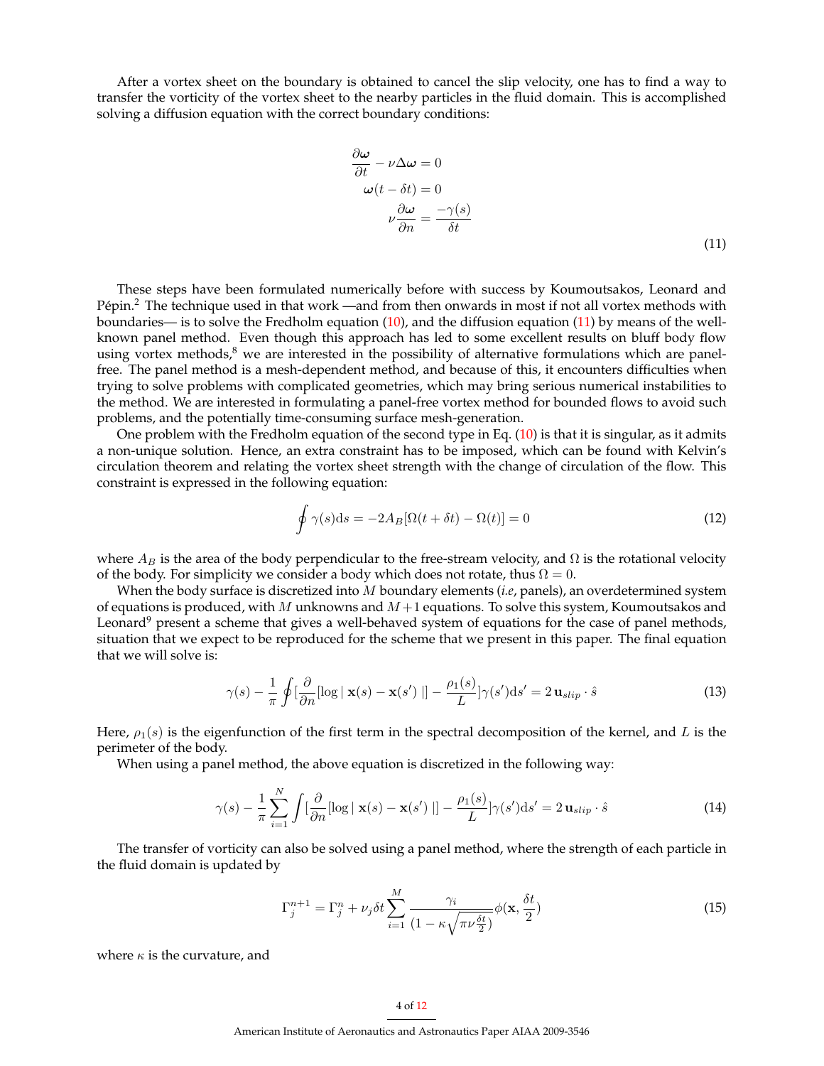After a vortex sheet on the boundary is obtained to cancel the slip velocity, one has to find a way to transfer the vorticity of the vortex sheet to the nearby particles in the fluid domain. This is accomplished solving a diffusion equation with the correct boundary conditions:

$$
\begin{aligned}
\frac{\partial \boldsymbol{\omega}}{\partial t} - \nu \Delta \boldsymbol{\omega} &= 0 \\
\boldsymbol{\omega}(t - \delta t) &= 0 \\
\nu \frac{\partial \boldsymbol{\omega}}{\partial n} &= \frac{-\gamma(s)}{\delta t}
\end{aligned}
\tag{11}
$$

These steps have been formulated numerically before with success by Koumoutsakos, Leonard and Pépin.[2] The technique used in that work —and from then onwards in most if not all vortex methods with boundaries— is to solve the Fredholm equation (10), and the diffusion equation (11) by means of the well-known panel method. Even though this approach has led to some excellent results on bluff body flow using vortex methods,[8] we are interested in the possibility of alternative formulations which are panel-free. The panel method is a mesh-dependent method, and because of this, it encounters difficulties when trying to solve problems with complicated geometries, which may bring serious numerical instabilities to the method. We are interested in formulating a panel-free vortex method for bounded flows to avoid such problems, and the potentially time-consuming surface mesh-generation.

One problem with the Fredholm equation of the second type in Eq. (10) is that it is singular, as it admits a non-unique solution. Hence, an extra constraint has to be imposed, which can be found with Kelvin's circulation theorem and relating the vortex sheet strength with the change of circulation of the flow. This constraint is expressed in the following equation:

$$
\oint \gamma(s) \mathrm{d}s = -2A_B[\Omega(t+\delta t) - \Omega(t)] = 0 \tag{12}
$$

where $A_B$ is the area of the body perpendicular to the free-stream velocity, and $\Omega$ is the rotational velocity of the body. For simplicity we consider a body which does not rotate, thus $\Omega = 0$.

When the body surface is discretized into $M$ boundary elements (*i.e*, panels), an overdetermined system of equations is produced, with $M$ unknowns and $M+1$ equations. To solve this system, Koumoutsakos and Leonard[9] present a scheme that gives a well-behaved system of equations for the case of panel methods, situation that we expect to be reproduced for the scheme that we present in this paper. The final equation that we will solve is:

$$
\gamma(s) - \frac{1}{\pi} \oint [\frac{\partial}{\partial n}[\log \mid \mathbf{x}(s) - \mathbf{x}(s') \mid] - \frac{\rho_1(s)}{L}] \gamma(s') \mathrm{d}s' = 2\, \mathbf{u}_{slip} \cdot \hat{s} \tag{13}
$$

Here, $\rho_1(s)$ is the eigenfunction of the first term in the spectral decomposition of the kernel, and $L$ is the perimeter of the body.

When using a panel method, the above equation is discretized in the following way:

$$
\gamma(s) - \frac{1}{\pi} \sum_{i=1}^{N} \int [\frac{\partial}{\partial n}[\log \mid \mathbf{x}(s) - \mathbf{x}(s') \mid] - \frac{\rho_1(s)}{L}] \gamma(s') \mathrm{d}s' = 2\, \mathbf{u}_{slip} \cdot \hat{s} \tag{14}
$$

The transfer of vorticity can also be solved using a panel method, where the strength of each particle in the fluid domain is updated by

$$
\Gamma_j^{n+1} = \Gamma_j^n + \nu_j \delta t \sum_{i=1}^{M} \frac{\gamma_i}{(1 - \kappa \sqrt{\pi \nu \frac{\delta t}{2}})} \phi(\mathbf{x}, \frac{\delta t}{2}) \tag{15}
$$

where $\kappa$ is the curvature, and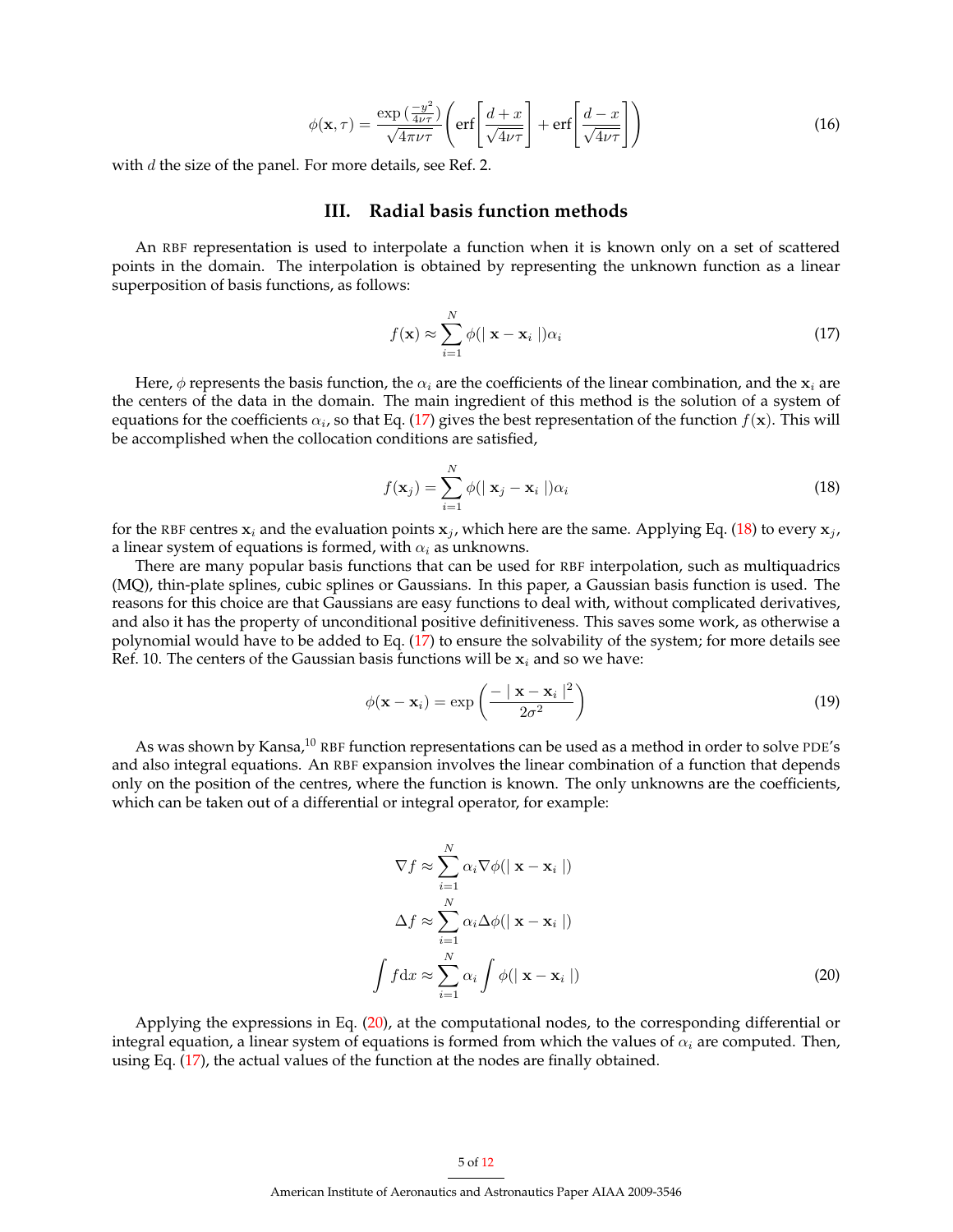$$\phi(\mathbf{x},\tau) = \frac{\exp\left(\frac{-y^2}{4\nu\tau}\right)}{\sqrt{4\pi\nu\tau}} \left( \text{erf}\left[\frac{d+x}{\sqrt{4\nu\tau}}\right] + \text{erf}\left[\frac{d-x}{\sqrt{4\nu\tau}}\right] \right) \tag{16}$$

with $d$ the size of the panel. For more details, see Ref. 2.

## III. Radial basis function methods

An RBF representation is used to interpolate a function when it is known only on a set of scattered points in the domain. The interpolation is obtained by representing the unknown function as a linear superposition of basis functions, as follows:

$$f(\mathbf{x}) \approx \sum_{i=1}^{N} \phi(|\, \mathbf{x} - \mathbf{x}_i \,|)\alpha_i \tag{17}$$

Here, $\phi$ represents the basis function, the $\alpha_i$ are the coefficients of the linear combination, and the $\mathbf{x}_i$ are the centers of the data in the domain. The main ingredient of this method is the solution of a system of equations for the coefficients $\alpha_i$, so that Eq. (17) gives the best representation of the function $f(\mathbf{x})$. This will be accomplished when the collocation conditions are satisfied,

$$f(\mathbf{x}_j) = \sum_{i=1}^{N} \phi(|\, \mathbf{x}_j - \mathbf{x}_i \,|)\alpha_i \tag{18}$$

for the RBF centres $\mathbf{x}_i$ and the evaluation points $\mathbf{x}_j$, which here are the same. Applying Eq. (18) to every $\mathbf{x}_j$, a linear system of equations is formed, with $\alpha_i$ as unknowns.

There are many popular basis functions that can be used for RBF interpolation, such as multiquadrics (MQ), thin-plate splines, cubic splines or Gaussians. In this paper, a Gaussian basis function is used. The reasons for this choice are that Gaussians are easy functions to deal with, without complicated derivatives, and also it has the property of unconditional positive definitiveness. This saves some work, as otherwise a polynomial would have to be added to Eq. (17) to ensure the solvability of the system; for more details see Ref. 10. The centers of the Gaussian basis functions will be $\mathbf{x}_i$ and so we have:

$$\phi(\mathbf{x} - \mathbf{x}_i) = \exp\left( \frac{-\mid \mathbf{x} - \mathbf{x}_i \mid^2}{2\sigma^2} \right) \tag{19}$$

As was shown by Kansa,[10] RBF function representations can be used as a method in order to solve PDE's and also integral equations. An RBF expansion involves the linear combination of a function that depends only on the position of the centres, where the function is known. The only unknowns are the coefficients, which can be taken out of a differential or integral operator, for example:

$$\begin{aligned}
\nabla f &\approx \sum_{i=1}^{N} \alpha_i \nabla\phi(|\, \mathbf{x} - \mathbf{x}_i \,|) \\
\Delta f &\approx \sum_{i=1}^{N} \alpha_i \Delta\phi(|\, \mathbf{x} - \mathbf{x}_i \,|) \\
\int f \mathrm{d}x &\approx \sum_{i=1}^{N} \alpha_i \int \phi(|\, \mathbf{x} - \mathbf{x}_i \,|)
\end{aligned} \tag{20}$$

Applying the expressions in Eq. (20), at the computational nodes, to the corresponding differential or integral equation, a linear system of equations is formed from which the values of $\alpha_i$ are computed. Then, using Eq. (17), the actual values of the function at the nodes are finally obtained.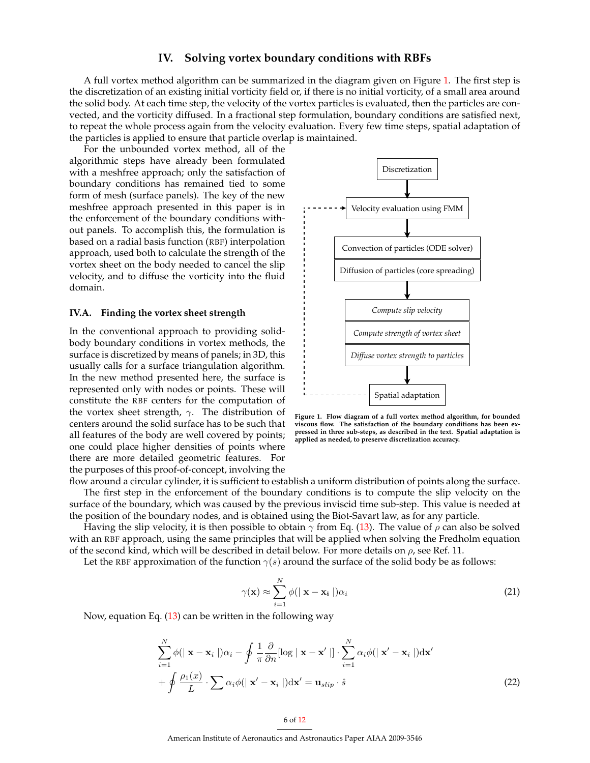## IV. Solving vortex boundary conditions with RBFs

A full vortex method algorithm can be summarized in the diagram given on Figure 1. The first step is the discretization of an existing initial vorticity field or, if there is no initial vorticity, of a small area around the solid body. At each time step, the velocity of the vortex particles is evaluated, then the particles are convected, and the vorticity diffused. In a fractional step formulation, boundary conditions are satisfied next, to repeat the whole process again from the velocity evaluation. Every few time steps, spatial adaptation of the particles is applied to ensure that particle overlap is maintained.

For the unbounded vortex method, all of the algorithmic steps have already been formulated with a meshfree approach; only the satisfaction of boundary conditions has remained tied to some form of mesh (surface panels). The key of the new meshfree approach presented in this paper is in the enforcement of the boundary conditions without panels. To accomplish this, the formulation is based on a radial basis function (RBF) interpolation approach, used both to calculate the strength of the vortex sheet on the body needed to cancel the slip velocity, and to diffuse the vorticity into the fluid domain.

Discretization

Velocity evaluation using FMM

Convection of particles (ODE solver)

Diffusion of particles (core spreading)

*Compute slip velocity*

*Compute strength of vortex sheet*

*Diffuse vortex strength to particles*

Spatial adaptation

**Figure 1. Flow diagram of a full vortex method algorithm, for bounded viscous flow. The satisfaction of the boundary conditions has been expressed in three sub-steps, as described in the text. Spatial adaptation is applied as needed, to preserve discretization accuracy.**

### IV.A. Finding the vortex sheet strength

In the conventional approach to providing solid-body boundary conditions in vortex methods, the surface is discretized by means of panels; in 3D, this usually calls for a surface triangulation algorithm. In the new method presented here, the surface is represented only with nodes or points. These will constitute the RBF centers for the computation of the vortex sheet strength, $\gamma$. The distribution of centers around the solid surface has to be such that all features of the body are well covered by points; one could place higher densities of points where there are more detailed geometric features. For the purposes of this proof-of-concept, involving the flow around a circular cylinder, it is sufficient to establish a uniform distribution of points along the surface.

The first step in the enforcement of the boundary conditions is to compute the slip velocity on the surface of the boundary, which was caused by the previous inviscid time sub-step. This value is needed at the position of the boundary nodes, and is obtained using the Biot-Savart law, as for any particle.

Having the slip velocity, it is then possible to obtain $\gamma$ from Eq. (13). The value of $\rho$ can also be solved with an RBF approach, using the same principles that will be applied when solving the Fredholm equation of the second kind, which will be described in detail below. For more details on $\rho$, see Ref. 11.

Let the RBF approximation of the function $\gamma(s)$ around the surface of the solid body be as follows:

$$\gamma(\mathbf{x}) \approx \sum_{i=1}^{N} \phi(|\ \mathbf{x} - \mathbf{x_i}\ |)\alpha_i \tag{21}$$

Now, equation Eq. (13) can be written in the following way

$$\sum_{i=1}^{N} \phi(|\ \mathbf{x} - \mathbf{x}_i\ |)\alpha_i - \oint \frac{1}{\pi}\frac{\partial}{\partial n}[\log |\ \mathbf{x} - \mathbf{x}'\ |] \cdot \sum_{i=1}^{N} \alpha_i \phi(|\ \mathbf{x}' - \mathbf{x}_i\ |)\mathrm{d}\mathbf{x}'$$
$$+ \oint \frac{\rho_1(x)}{L} \cdot \sum \alpha_i \phi(|\ \mathbf{x}' - \mathbf{x}_i\ |)\mathrm{d}\mathbf{x}' = \mathbf{u}_{slip} \cdot \hat{s} \tag{22}$$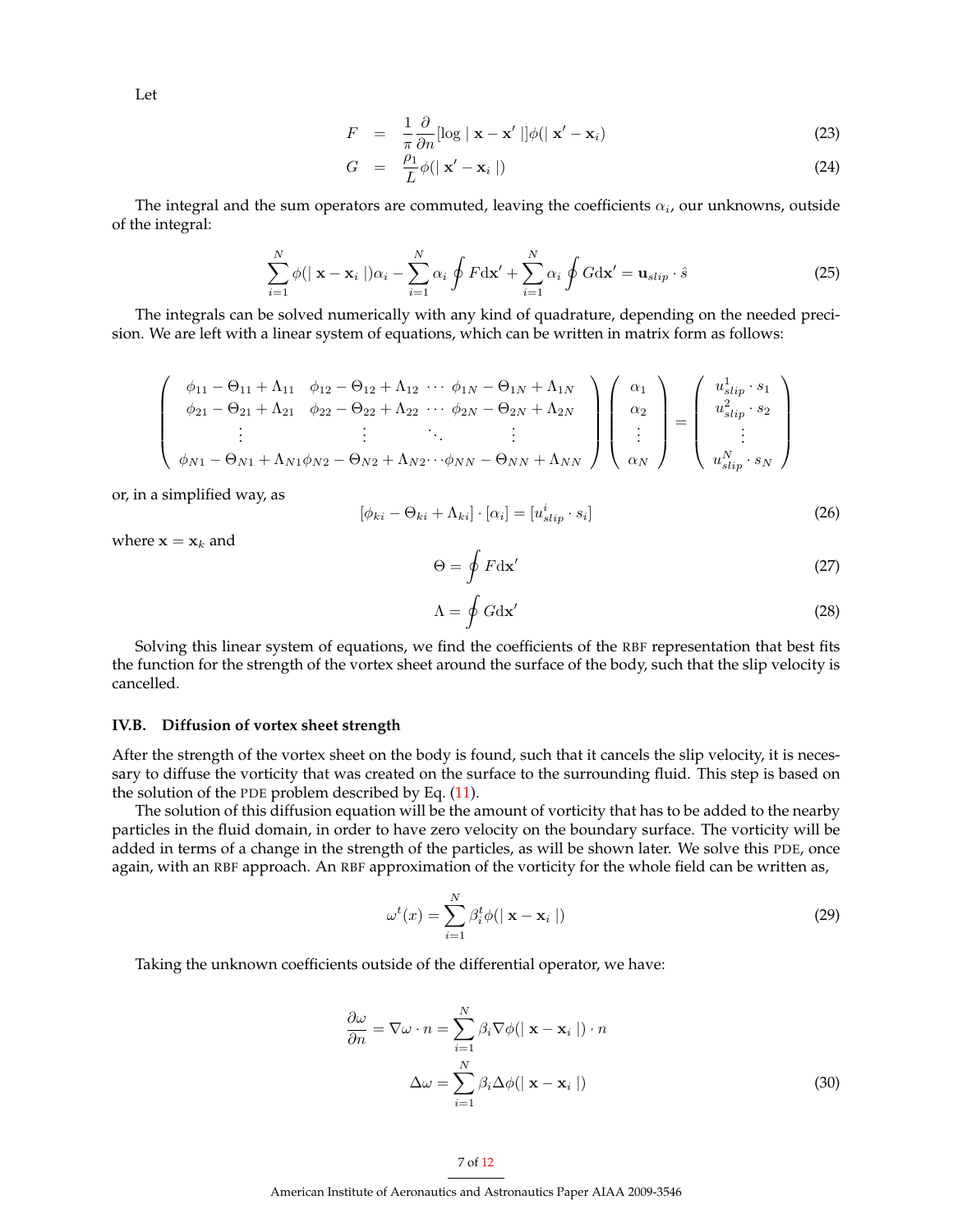Let

$$
\begin{aligned}
F &= \frac{1}{\pi}\frac{\partial}{\partial n}[\log \mid \mathbf{x}-\mathbf{x}' \mid]\phi(\mid \mathbf{x}'-\mathbf{x}_i) \qquad (23)\\
G &= \frac{\rho_1}{L}\phi(\mid \mathbf{x}'-\mathbf{x}_i \mid) \qquad (24)
\end{aligned}
$$

The integral and the sum operators are commuted, leaving the coefficients $\alpha_i$, our unknowns, outside of the integral:

$$
\sum_{i=1}^{N}\phi(\mid \mathbf{x}-\mathbf{x}_i \mid)\alpha_i - \sum_{i=1}^{N}\alpha_i \oint F \mathrm{d}\mathbf{x}' + \sum_{i=1}^{N}\alpha_i \oint G \mathrm{d}\mathbf{x}' = \mathbf{u}_{slip}\cdot\hat{s} \qquad (25)
$$

The integrals can be solved numerically with any kind of quadrature, depending on the needed precision. We are left with a linear system of equations, which can be written in matrix form as follows:

$$
\begin{pmatrix}
\phi_{11}-\Theta_{11}+\Lambda_{11} & \phi_{12}-\Theta_{12}+\Lambda_{12} & \cdots & \phi_{1N}-\Theta_{1N}+\Lambda_{1N}\\
\phi_{21}-\Theta_{21}+\Lambda_{21} & \phi_{22}-\Theta_{22}+\Lambda_{22} & \cdots & \phi_{2N}-\Theta_{2N}+\Lambda_{2N}\\
\vdots & \vdots & \ddots & \vdots\\
\phi_{N1}-\Theta_{N1}+\Lambda_{N1} & \phi_{N2}-\Theta_{N2}+\Lambda_{N2} & \cdots & \phi_{NN}-\Theta_{NN}+\Lambda_{NN}
\end{pmatrix}
\begin{pmatrix}\alpha_1\\ \alpha_2\\ \vdots\\ \alpha_N\end{pmatrix}
=
\begin{pmatrix}u^1_{slip}\cdot s_1\\ u^2_{slip}\cdot s_2\\ \vdots\\ u^N_{slip}\cdot s_N\end{pmatrix}
$$

or, in a simplified way, as

$$
[\phi_{ki}-\Theta_{ki}+\Lambda_{ki}]\cdot[\alpha_i] = [u^i_{slip}\cdot s_i] \qquad (26)
$$

where $\mathbf{x}=\mathbf{x}_k$ and

$$
\Theta = \oint F \mathrm{d}\mathbf{x}' \qquad (27)
$$

$$
\Lambda = \oint G \mathrm{d}\mathbf{x}' \qquad (28)
$$

Solving this linear system of equations, we find the coefficients of the RBF representation that best fits the function for the strength of the vortex sheet around the surface of the body, such that the slip velocity is cancelled.

### IV.B. Diffusion of vortex sheet strength

After the strength of the vortex sheet on the body is found, such that it cancels the slip velocity, it is necessary to diffuse the vorticity that was created on the surface to the surrounding fluid. This step is based on the solution of the PDE problem described by Eq. (11).

The solution of this diffusion equation will be the amount of vorticity that has to be added to the nearby particles in the fluid domain, in order to have zero velocity on the boundary surface. The vorticity will be added in terms of a change in the strength of the particles, as will be shown later. We solve this PDE, once again, with an RBF approach. An RBF approximation of the vorticity for the whole field can be written as,

$$
\omega^t(x) = \sum_{i=1}^{N}\beta_i^t\phi(\mid \mathbf{x}-\mathbf{x}_i \mid) \qquad (29)
$$

Taking the unknown coefficients outside of the differential operator, we have:

$$
\begin{aligned}
\frac{\partial\omega}{\partial n} = \nabla\omega\cdot n &= \sum_{i=1}^{N}\beta_i\nabla\phi(\mid \mathbf{x}-\mathbf{x}_i \mid)\cdot n\\
\Delta\omega &= \sum_{i=1}^{N}\beta_i\Delta\phi(\mid \mathbf{x}-\mathbf{x}_i \mid) \qquad (30)
\end{aligned}
$$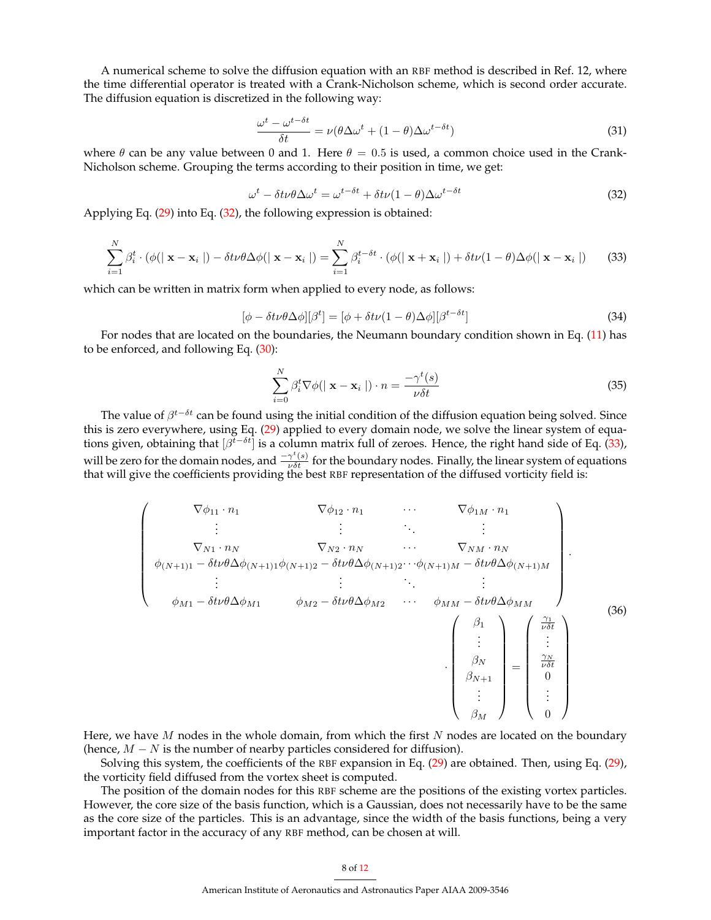A numerical scheme to solve the diffusion equation with an RBF method is described in Ref. 12, where the time differential operator is treated with a Crank-Nicholson scheme, which is second order accurate. The diffusion equation is discretized in the following way:

$$\frac{\omega^t - \omega^{t-\delta t}}{\delta t} = \nu(\theta \Delta \omega^t + (1-\theta)\Delta \omega^{t-\delta t}) \tag{31}$$

where $\theta$ can be any value between 0 and 1. Here $\theta = 0.5$ is used, a common choice used in the Crank-Nicholson scheme. Grouping the terms according to their position in time, we get:

$$\omega^t - \delta t \nu \theta \Delta \omega^t = \omega^{t-\delta t} + \delta t \nu (1-\theta) \Delta \omega^{t-\delta t} \tag{32}$$

Applying Eq. (29) into Eq. (32), the following expression is obtained:

$$\sum_{i=1}^{N} \beta_i^t \cdot (\phi(\mid \mathbf{x} - \mathbf{x}_i \mid) - \delta t \nu \theta \Delta \phi(\mid \mathbf{x} - \mathbf{x}_i \mid) = \sum_{i=1}^{N} \beta_i^{t-\delta t} \cdot (\phi(\mid \mathbf{x} + \mathbf{x}_i \mid) + \delta t \nu (1-\theta) \Delta \phi(\mid \mathbf{x} - \mathbf{x}_i \mid) \tag{33}$$

which can be written in matrix form when applied to every node, as follows:

$$[\phi - \delta t \nu \theta \Delta \phi][\beta^t] = [\phi + \delta t \nu (1-\theta)\Delta \phi][\beta^{t-\delta t}] \tag{34}$$

For nodes that are located on the boundaries, the Neumann boundary condition shown in Eq. (11) has to be enforced, and following Eq. (30):

$$\sum_{i=0}^{N} \beta_i^t \nabla \phi(\mid \mathbf{x} - \mathbf{x}_i \mid) \cdot n = \frac{-\gamma^t(s)}{\nu \delta t} \tag{35}$$

The value of $\beta^{t-\delta t}$ can be found using the initial condition of the diffusion equation being solved. Since this is zero everywhere, using Eq. (29) applied to every domain node, we solve the linear system of equations given, obtaining that $[\beta^{t-\delta t}]$ is a column matrix full of zeroes. Hence, the right hand side of Eq. (33), will be zero for the domain nodes, and $\frac{-\gamma^t(s)}{\nu \delta t}$ for the boundary nodes. Finally, the linear system of equations that will give the coefficients providing the best RBF representation of the diffused vorticity field is:

$$\begin{pmatrix} \nabla\phi_{11}\cdot n_1 & \nabla\phi_{12}\cdot n_1 & \cdots & \nabla\phi_{1M}\cdot n_1 \\ \vdots & \vdots & \ddots & \vdots \\ \nabla_{N1}\cdot n_N & \nabla_{N2}\cdot n_N & \cdots & \nabla_{NM}\cdot n_N \\ \phi_{(N+1)1} - \delta t\nu\theta\Delta\phi_{(N+1)1} & \phi_{(N+1)2} - \delta t\nu\theta\Delta\phi_{(N+1)2} & \cdots & \phi_{(N+1)M} - \delta t\nu\theta\Delta\phi_{(N+1)M} \\ \vdots & \vdots & \ddots & \vdots \\ \phi_{M1} - \delta t\nu\theta\Delta\phi_{M1} & \phi_{M2} - \delta t\nu\theta\Delta\phi_{M2} & \cdots & \phi_{MM} - \delta t\nu\theta\Delta\phi_{MM} \end{pmatrix} \cdot \begin{pmatrix} \beta_1 \\ \vdots \\ \beta_N \\ \beta_{N+1} \\ \vdots \\ \beta_M \end{pmatrix} = \begin{pmatrix} \frac{\gamma_1}{\nu\delta t} \\ \vdots \\ \frac{\gamma_N}{\nu\delta t} \\ 0 \\ \vdots \\ 0 \end{pmatrix} \tag{36}$$

Here, we have $M$ nodes in the whole domain, from which the first $N$ nodes are located on the boundary (hence, $M - N$ is the number of nearby particles considered for diffusion).

Solving this system, the coefficients of the RBF expansion in Eq. (29) are obtained. Then, using Eq. (29), the vorticity field diffused from the vortex sheet is computed.

The position of the domain nodes for this RBF scheme are the positions of the existing vortex particles. However, the core size of the basis function, which is a Gaussian, does not necessarily have to be the same as the core size of the particles. This is an advantage, since the width of the basis functions, being a very important factor in the accuracy of any RBF method, can be chosen at will.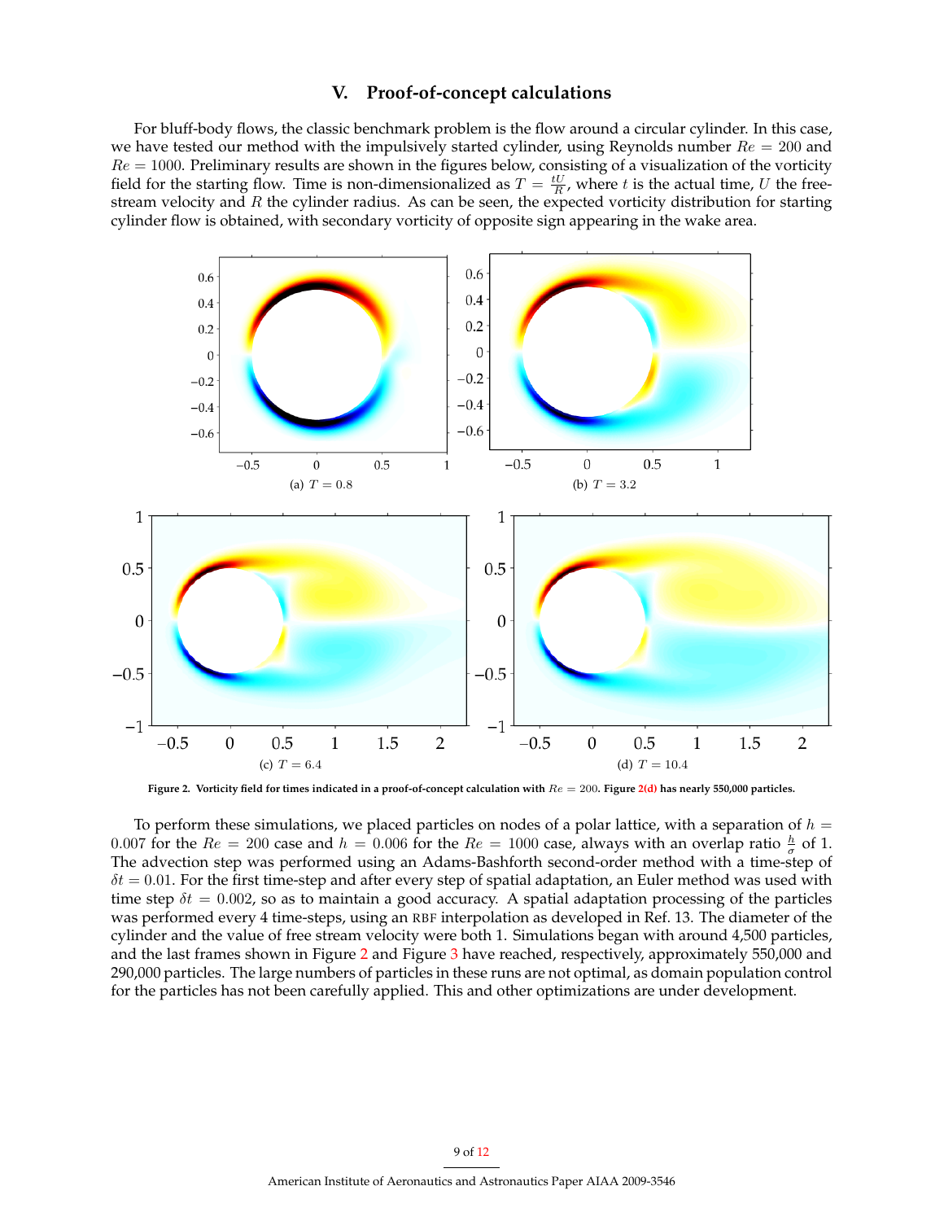## V. Proof-of-concept calculations

For bluff-body flows, the classic benchmark problem is the flow around a circular cylinder. In this case, we have tested our method with the impulsively started cylinder, using Reynolds number $Re = 200$ and $Re = 1000$. Preliminary results are shown in the figures below, consisting of a visualization of the vorticity field for the starting flow. Time is non-dimensionalized as $T = \frac{tU}{R}$, where $t$ is the actual time, $U$ the free-stream velocity and $R$ the cylinder radius. As can be seen, the expected vorticity distribution for starting cylinder flow is obtained, with secondary vorticity of opposite sign appearing in the wake area.

(a) $T = 0.8$

(b) $T = 3.2$

(c) $T = 6.4$

(d) $T = 10.4$

**Figure 2. Vorticity field for times indicated in a proof-of-concept calculation with $Re = 200$. Figure 2(d) has nearly 550,000 particles.**

To perform these simulations, we placed particles on nodes of a polar lattice, with a separation of $h = 0.007$ for the $Re = 200$ case and $h = 0.006$ for the $Re = 1000$ case, always with an overlap ratio $\frac{h}{\sigma}$ of 1. The advection step was performed using an Adams-Bashforth second-order method with a time-step of $\delta t = 0.01$. For the first time-step and after every step of spatial adaptation, an Euler method was used with time step $\delta t = 0.002$, so as to maintain a good accuracy. A spatial adaptation processing of the particles was performed every 4 time-steps, using an RBF interpolation as developed in Ref. 13. The diameter of the cylinder and the value of free stream velocity were both 1. Simulations began with around 4,500 particles, and the last frames shown in Figure 2 and Figure 3 have reached, respectively, approximately 550,000 and 290,000 particles. The large numbers of particles in these runs are not optimal, as domain population control for the particles has not been carefully applied. This and other optimizations are under development.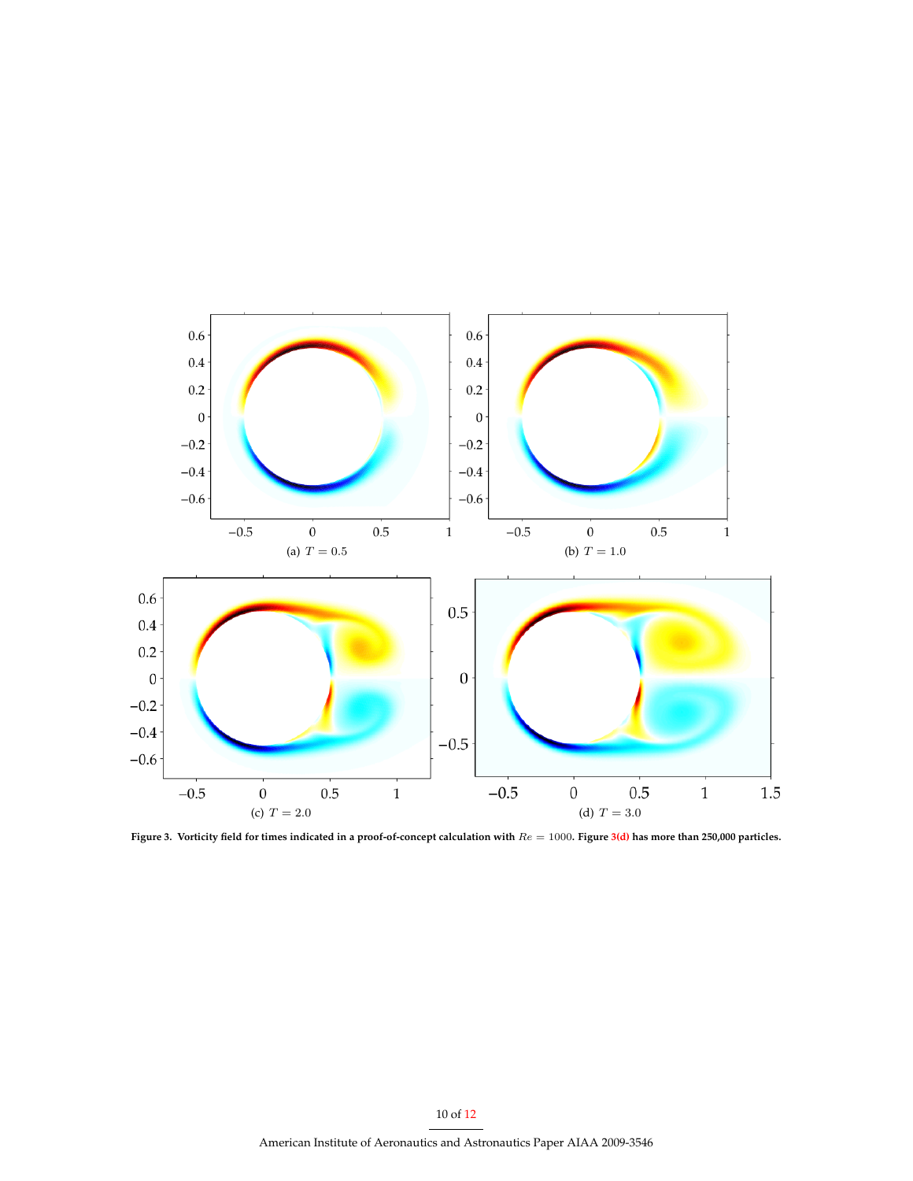(a) $T = 0.5$

(b) $T = 1.0$

(c) $T = 2.0$

(d) $T = 3.0$

**Figure 3. Vorticity field for times indicated in a proof-of-concept calculation with $Re = 1000$. Figure 3(d) has more than 250,000 particles.**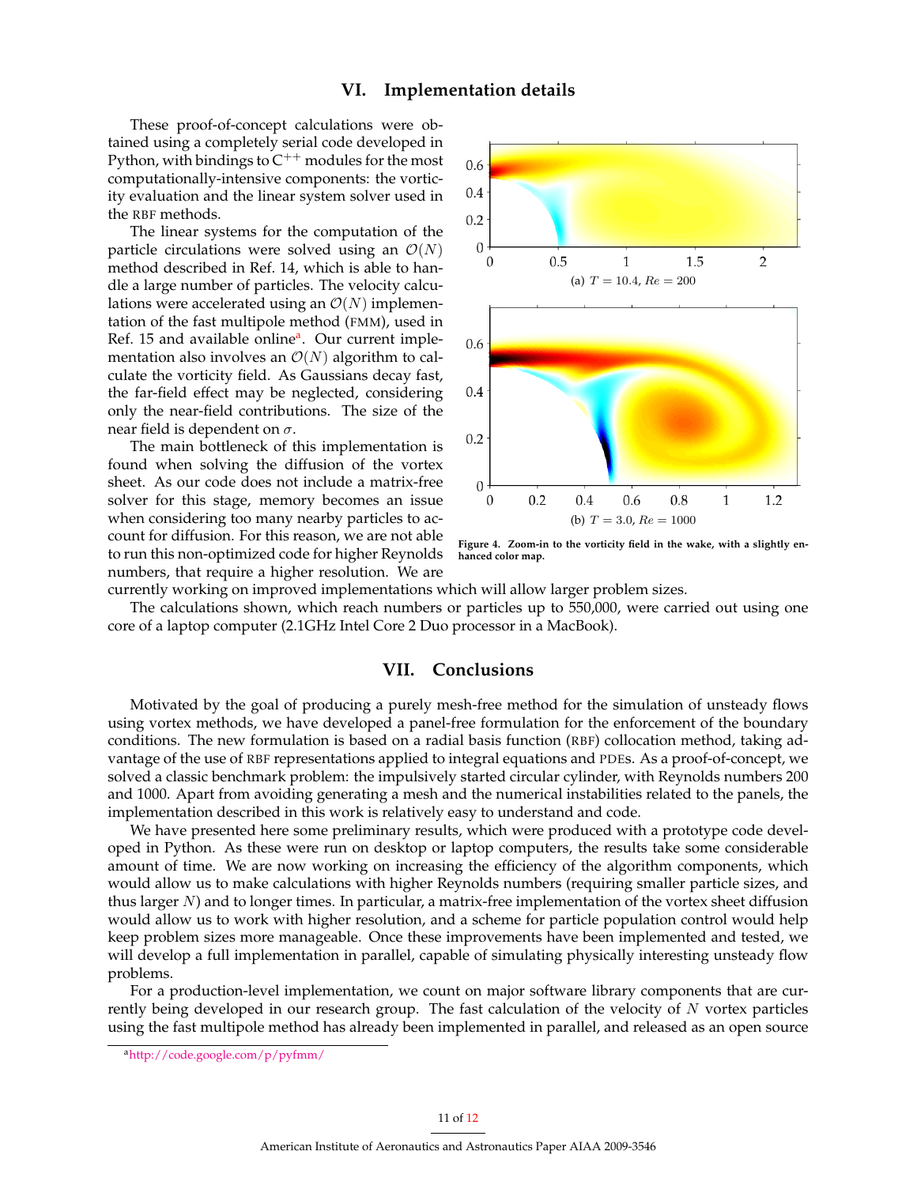## VI. Implementation details

These proof-of-concept calculations were obtained using a completely serial code developed in Python, with bindings to C$^{++}$ modules for the most computationally-intensive components: the vorticity evaluation and the linear system solver used in the RBF methods.

The linear systems for the computation of the particle circulations were solved using an $\mathcal{O}(N)$ method described in Ref. 14, which is able to handle a large number of particles. The velocity calculations were accelerated using an $\mathcal{O}(N)$ implementation of the fast multipole method (FMM), used in Ref. 15 and available online[a]. Our current implementation also involves an $\mathcal{O}(N)$ algorithm to calculate the vorticity field. As Gaussians decay fast, the far-field effect may be neglected, considering only the near-field contributions. The size of the near field is dependent on $\sigma$.

The main bottleneck of this implementation is found when solving the diffusion of the vortex sheet. As our code does not include a matrix-free solver for this stage, memory becomes an issue when considering too many nearby particles to account for diffusion. For this reason, we are not able to run this non-optimized code for higher Reynolds numbers, that require a higher resolution. We are currently working on improved implementations which will allow larger problem sizes.

(a) $T = 10.4$, $Re = 200$

(b) $T = 3.0$, $Re = 1000$

**Figure 4. Zoom-in to the vorticity field in the wake, with a slightly enhanced color map.**

The calculations shown, which reach numbers or particles up to 550,000, were carried out using one core of a laptop computer (2.1GHz Intel Core 2 Duo processor in a MacBook).

## VII. Conclusions

Motivated by the goal of producing a purely mesh-free method for the simulation of unsteady flows using vortex methods, we have developed a panel-free formulation for the enforcement of the boundary conditions. The new formulation is based on a radial basis function (RBF) collocation method, taking advantage of the use of RBF representations applied to integral equations and PDEs. As a proof-of-concept, we solved a classic benchmark problem: the impulsively started circular cylinder, with Reynolds numbers 200 and 1000. Apart from avoiding generating a mesh and the numerical instabilities related to the panels, the implementation described in this work is relatively easy to understand and code.

We have presented here some preliminary results, which were produced with a prototype code developed in Python. As these were run on desktop or laptop computers, the results take some considerable amount of time. We are now working on increasing the efficiency of the algorithm components, which would allow us to make calculations with higher Reynolds numbers (requiring smaller particle sizes, and thus larger $N$) and to longer times. In particular, a matrix-free implementation of the vortex sheet diffusion would allow us to work with higher resolution, and a scheme for particle population control would help keep problem sizes more manageable. Once these improvements have been implemented and tested, we will develop a full implementation in parallel, capable of simulating physically interesting unsteady flow problems.

For a production-level implementation, we count on major software library components that are currently being developed in our research group. The fast calculation of the velocity of $N$ vortex particles using the fast multipole method has already been implemented in parallel, and released as an open source

[a] http://code.google.com/p/pyfmm/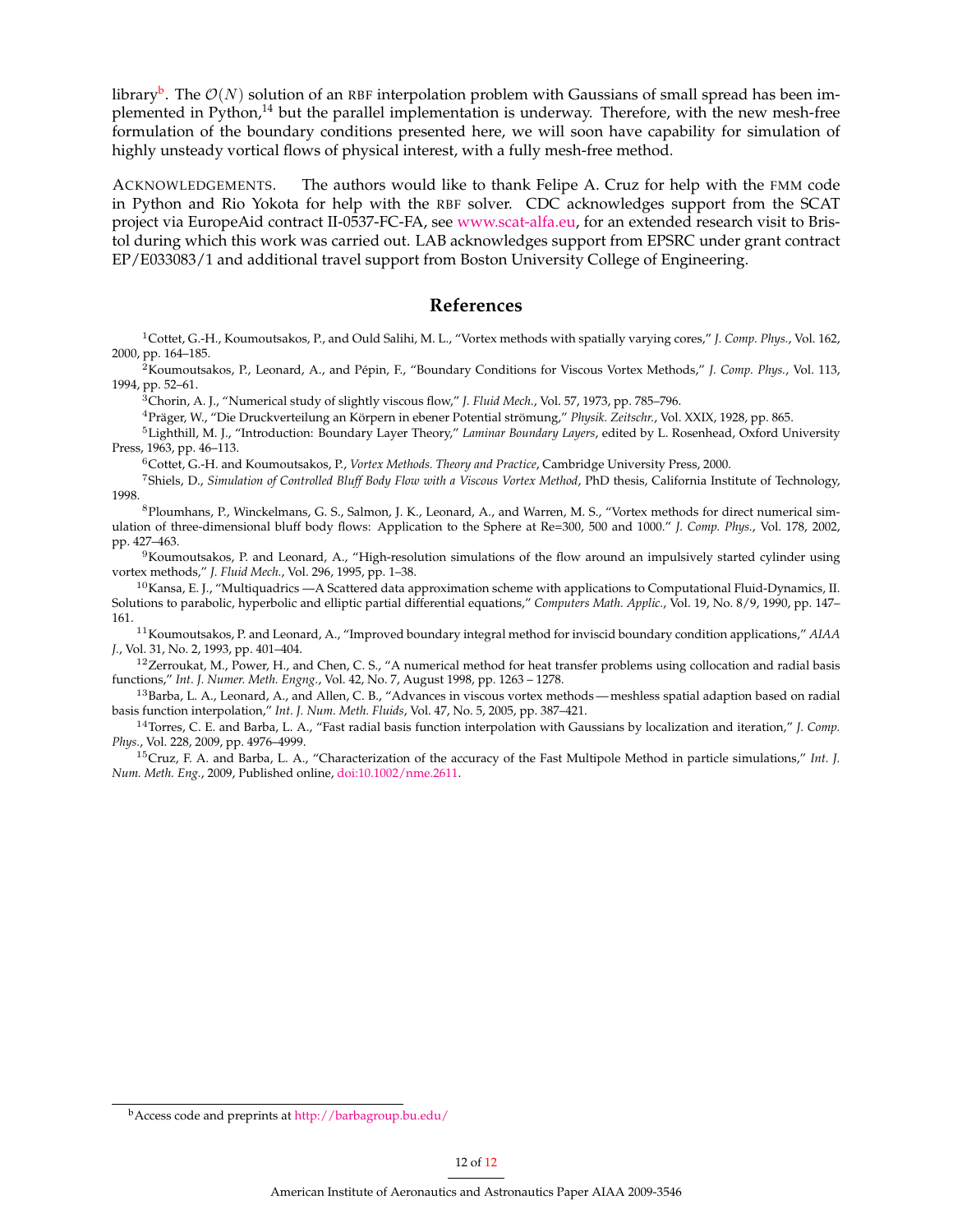library[b]. The $\mathcal{O}(N)$ solution of an RBF interpolation problem with Gaussians of small spread has been implemented in Python,[14] but the parallel implementation is underway. Therefore, with the new mesh-free formulation of the boundary conditions presented here, we will soon have capability for simulation of highly unsteady vortical flows of physical interest, with a fully mesh-free method.

ACKNOWLEDGEMENTS. The authors would like to thank Felipe A. Cruz for help with the FMM code in Python and Rio Yokota for help with the RBF solver. CDC acknowledges support from the SCAT project via EuropeAid contract II-0537-FC-FA, see www.scat-alfa.eu, for an extended research visit to Bristol during which this work was carried out. LAB acknowledges support from EPSRC under grant contract EP/E033083/1 and additional travel support from Boston University College of Engineering.

## References

[1] Cottet, G.-H., Koumoutsakos, P., and Ould Salihi, M. L., "Vortex methods with spatially varying cores," *J. Comp. Phys.*, Vol. 162, 2000, pp. 164–185.

[2] Koumoutsakos, P., Leonard, A., and Pépin, F., "Boundary Conditions for Viscous Vortex Methods," *J. Comp. Phys.*, Vol. 113, 1994, pp. 52–61.

[3] Chorin, A. J., "Numerical study of slightly viscous flow," *J. Fluid Mech.*, Vol. 57, 1973, pp. 785–796.

[4] Präger, W., "Die Druckverteilung an Körpern in ebener Potential strömung," *Physik. Zeitschr.*, Vol. XXIX, 1928, pp. 865.

[5] Lighthill, M. J., "Introduction: Boundary Layer Theory," *Laminar Boundary Layers*, edited by L. Rosenhead, Oxford University Press, 1963, pp. 46–113.

[6] Cottet, G.-H. and Koumoutsakos, P., *Vortex Methods. Theory and Practice*, Cambridge University Press, 2000.

[7] Shiels, D., *Simulation of Controlled Bluff Body Flow with a Viscous Vortex Method*, PhD thesis, California Institute of Technology, 1998.

[8] Ploumhans, P., Winckelmans, G. S., Salmon, J. K., Leonard, A., and Warren, M. S., "Vortex methods for direct numerical simulation of three-dimensional bluff body flows: Application to the Sphere at Re=300, 500 and 1000." *J. Comp. Phys.*, Vol. 178, 2002, pp. 427–463.

[9] Koumoutsakos, P. and Leonard, A., "High-resolution simulations of the flow around an impulsively started cylinder using vortex methods," *J. Fluid Mech.*, Vol. 296, 1995, pp. 1–38.

[10] Kansa, E. J., "Multiquadrics —A Scattered data approximation scheme with applications to Computational Fluid-Dynamics, II. Solutions to parabolic, hyperbolic and elliptic partial differential equations," *Computers Math. Applic.*, Vol. 19, No. 8/9, 1990, pp. 147–161.

[11] Koumoutsakos, P. and Leonard, A., "Improved boundary integral method for inviscid boundary condition applications," *AIAA J.*, Vol. 31, No. 2, 1993, pp. 401–404.

[12] Zerroukat, M., Power, H., and Chen, C. S., "A numerical method for heat transfer problems using collocation and radial basis functions," *Int. J. Numer. Meth. Engng.*, Vol. 42, No. 7, August 1998, pp. 1263 – 1278.

[13] Barba, L. A., Leonard, A., and Allen, C. B., "Advances in viscous vortex methods — meshless spatial adaption based on radial basis function interpolation," *Int. J. Num. Meth. Fluids*, Vol. 47, No. 5, 2005, pp. 387–421.

[14] Torres, C. E. and Barba, L. A., "Fast radial basis function interpolation with Gaussians by localization and iteration," *J. Comp. Phys.*, Vol. 228, 2009, pp. 4976–4999.

[15] Cruz, F. A. and Barba, L. A., "Characterization of the accuracy of the Fast Multipole Method in particle simulations," *Int. J. Num. Meth. Eng.*, 2009, Published online, doi:10.1002/nme.2611.

[b] Access code and preprints at http://barbagroup.bu.edu/